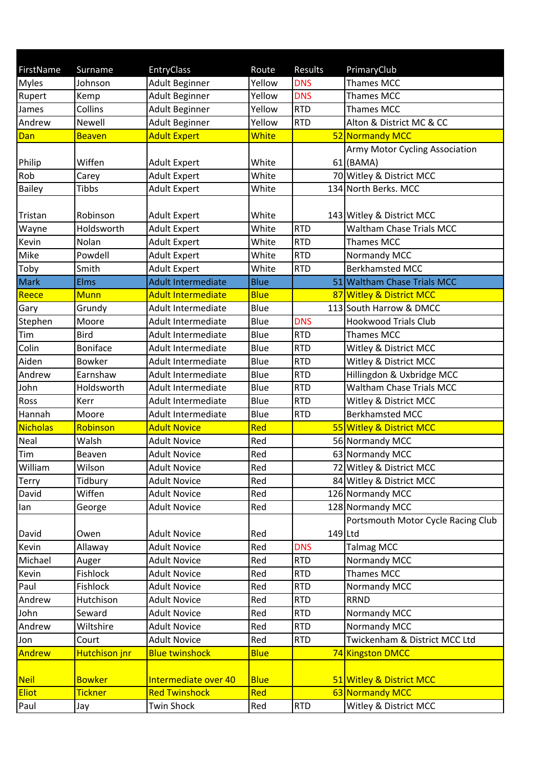| FirstName | Surname | EntryClass | Route | Results | PrimaryClub |
|---|---|---|---|---|---|
| Myles | Johnson | Adult Beginner | Yellow | DNS | Thames MCC |
| Rupert | Kemp | Adult Beginner | Yellow | DNS | Thames MCC |
| James | Collins | Adult Beginner | Yellow | RTD | Thames MCC |
| Andrew | Newell | Adult Beginner | Yellow | RTD | Alton & District MC & CC |
| Dan | Beaven | Adult Expert | White | 52 | Normandy MCC |
| Philip | Wiffen | Adult Expert | White | 61 | Army Motor Cycling Association (BAMA) |
| Rob | Carey | Adult Expert | White | 70 | Witley & District MCC |
| Bailey | Tibbs | Adult Expert | White | 134 | North Berks. MCC |
| Tristan | Robinson | Adult Expert | White | 143 | Witley & District MCC |
| Wayne | Holdsworth | Adult Expert | White | RTD | Waltham Chase Trials MCC |
| Kevin | Nolan | Adult Expert | White | RTD | Thames MCC |
| Mike | Powdell | Adult Expert | White | RTD | Normandy MCC |
| Toby | Smith | Adult Expert | White | RTD | Berkhamsted MCC |
| Mark | Elms | Adult Intermediate | Blue | 51 | Waltham Chase Trials MCC |
| Reece | Munn | Adult Intermediate | Blue | 87 | Witley & District MCC |
| Gary | Grundy | Adult Intermediate | Blue | 113 | South Harrow & DMCC |
| Stephen | Moore | Adult Intermediate | Blue | DNS | Hookwood Trials Club |
| Tim | Bird | Adult Intermediate | Blue | RTD | Thames MCC |
| Colin | Boniface | Adult Intermediate | Blue | RTD | Witley & District MCC |
| Aiden | Bowker | Adult Intermediate | Blue | RTD | Witley & District MCC |
| Andrew | Earnshaw | Adult Intermediate | Blue | RTD | Hillingdon & Uxbridge MCC |
| John | Holdsworth | Adult Intermediate | Blue | RTD | Waltham Chase Trials MCC |
| Ross | Kerr | Adult Intermediate | Blue | RTD | Witley & District MCC |
| Hannah | Moore | Adult Intermediate | Blue | RTD | Berkhamsted MCC |
| Nicholas | Robinson | Adult Novice | Red | 55 | Witley & District MCC |
| Neal | Walsh | Adult Novice | Red | 56 | Normandy MCC |
| Tim | Beaven | Adult Novice | Red | 63 | Normandy MCC |
| William | Wilson | Adult Novice | Red | 72 | Witley & District MCC |
| Terry | Tidbury | Adult Novice | Red | 84 | Witley & District MCC |
| David | Wiffen | Adult Novice | Red | 126 | Normandy MCC |
| Ian | George | Adult Novice | Red | 128 | Normandy MCC |
| David | Owen | Adult Novice | Red | 149 | Portsmouth Motor Cycle Racing Club Ltd |
| Kevin | Allaway | Adult Novice | Red | DNS | Talmag MCC |
| Michael | Auger | Adult Novice | Red | RTD | Normandy MCC |
| Kevin | Fishlock | Adult Novice | Red | RTD | Thames MCC |
| Paul | Fishlock | Adult Novice | Red | RTD | Normandy MCC |
| Andrew | Hutchison | Adult Novice | Red | RTD | RRND |
| John | Seward | Adult Novice | Red | RTD | Normandy MCC |
| Andrew | Wiltshire | Adult Novice | Red | RTD | Normandy MCC |
| Jon | Court | Adult Novice | Red | RTD | Twickenham & District MCC Ltd |
| Andrew | Hutchison jnr | Blue twinshock | Blue | 74 | Kingston DMCC |
| Neil | Bowker | Intermediate over 40 | Blue | 51 | Witley & District MCC |
| Eliot | Tickner | Red Twinshock | Red | 63 | Normandy MCC |
| Paul | Jay | Twin Shock | Red | RTD | Witley & District MCC |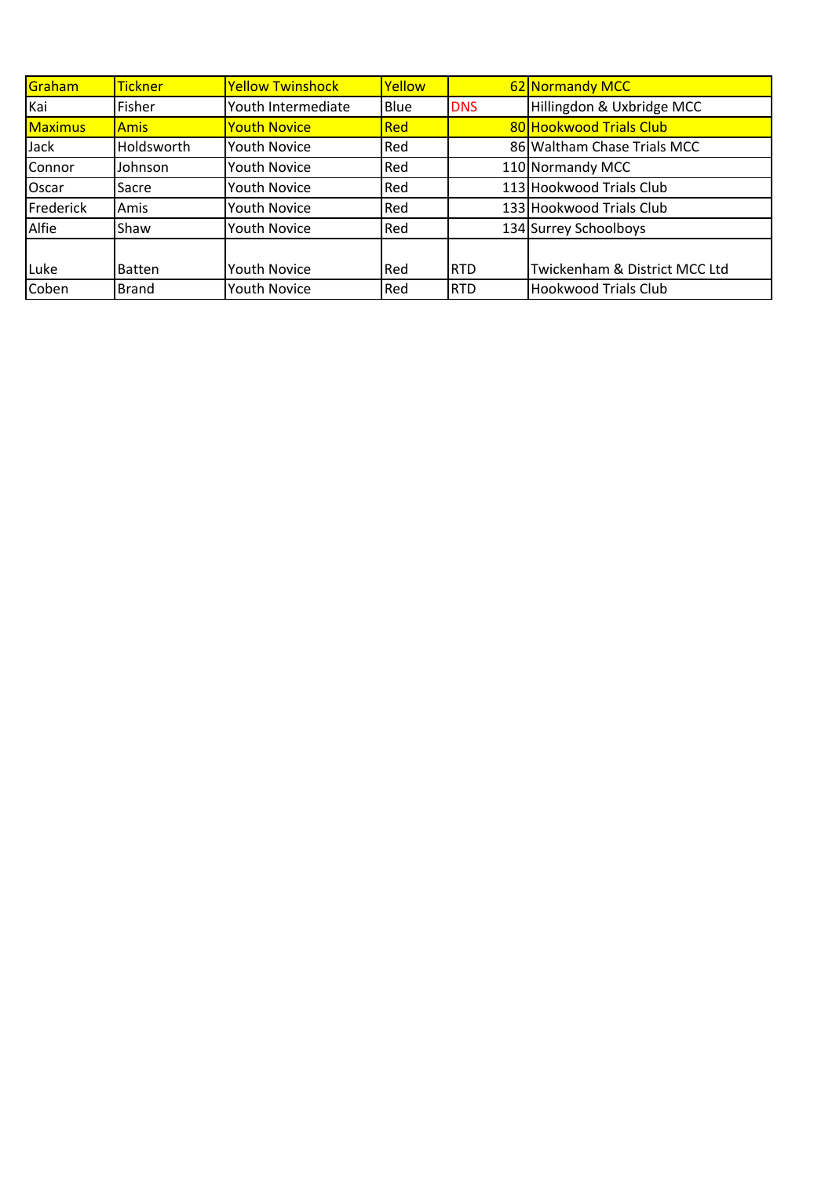| | | | | | |
|---|---|---|---|---|---|
| Graham | Tickner | Yellow Twinshock | Yellow | 62 | Normandy MCC |
| Kai | Fisher | Youth Intermediate | Blue | DNS | Hillingdon & Uxbridge MCC |
| Maximus | Amis | Youth Novice | Red | 80 | Hookwood Trials Club |
| Jack | Holdsworth | Youth Novice | Red | 86 | Waltham Chase Trials MCC |
| Connor | Johnson | Youth Novice | Red | 110 | Normandy MCC |
| Oscar | Sacre | Youth Novice | Red | 113 | Hookwood Trials Club |
| Frederick | Amis | Youth Novice | Red | 133 | Hookwood Trials Club |
| Alfie | Shaw | Youth Novice | Red | 134 | Surrey Schoolboys |
| Luke | Batten | Youth Novice | Red | RTD | Twickenham & District MCC Ltd |
| Coben | Brand | Youth Novice | Red | RTD | Hookwood Trials Club |